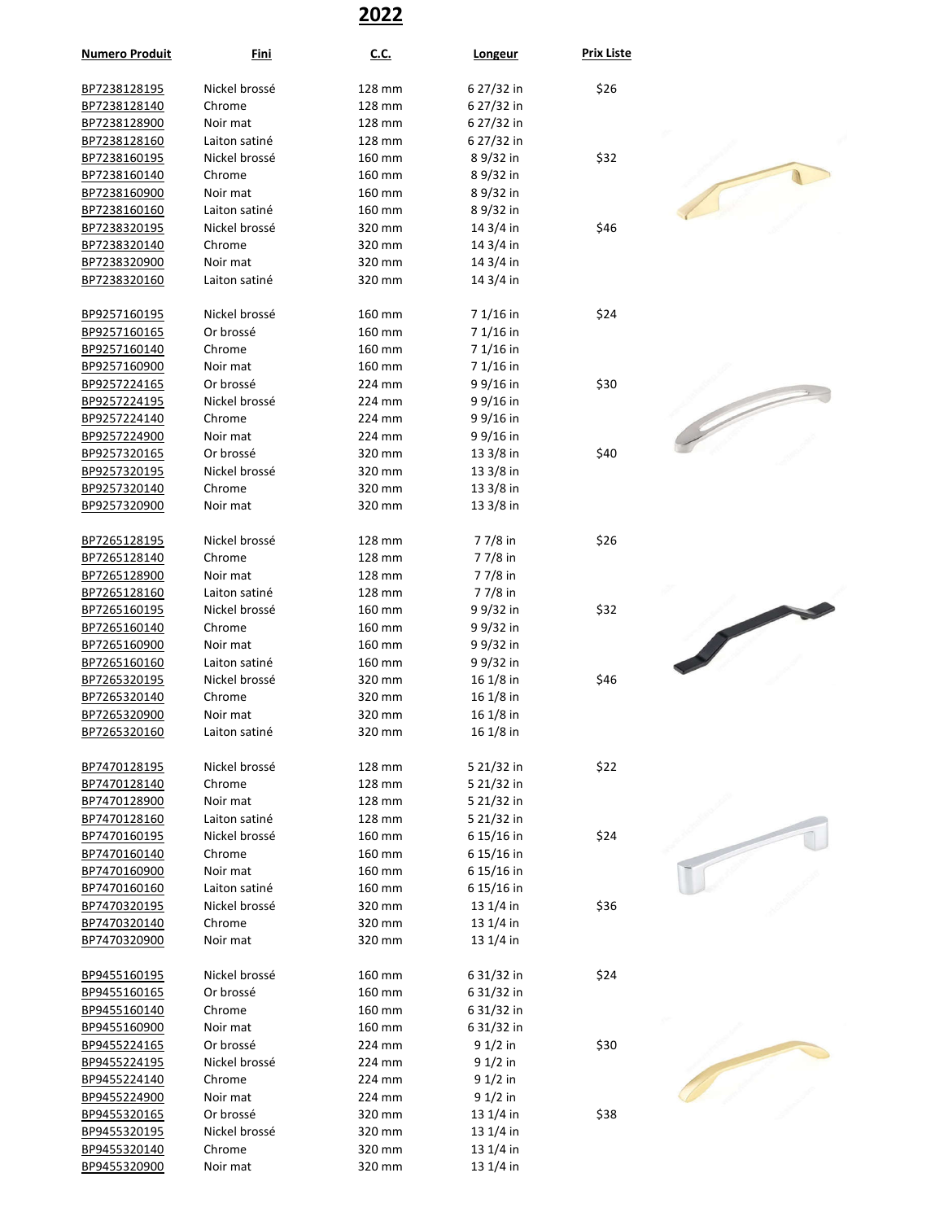# 2022

| Numero Produit | Fini | C.C. | Longeur | Prix Liste |
|---|---|---|---|---|
| BP7238128195 | Nickel brossé | 128 mm | 6 27/32 in | $26 |
| BP7238128140 | Chrome | 128 mm | 6 27/32 in | |
| BP7238128900 | Noir mat | 128 mm | 6 27/32 in | |
| BP7238128160 | Laiton satiné | 128 mm | 6 27/32 in | |
| BP7238160195 | Nickel brossé | 160 mm | 8 9/32 in | $32 |
| BP7238160140 | Chrome | 160 mm | 8 9/32 in | |
| BP7238160900 | Noir mat | 160 mm | 8 9/32 in | |
| BP7238160160 | Laiton satiné | 160 mm | 8 9/32 in | |
| BP7238320195 | Nickel brossé | 320 mm | 14 3/4 in | $46 |
| BP7238320140 | Chrome | 320 mm | 14 3/4 in | |
| BP7238320900 | Noir mat | 320 mm | 14 3/4 in | |
| BP7238320160 | Laiton satiné | 320 mm | 14 3/4 in | |
| | | | | |
| BP9257160195 | Nickel brossé | 160 mm | 7 1/16 in | $24 |
| BP9257160165 | Or brossé | 160 mm | 7 1/16 in | |
| BP9257160140 | Chrome | 160 mm | 7 1/16 in | |
| BP9257160900 | Noir mat | 160 mm | 7 1/16 in | |
| BP9257224165 | Or brossé | 224 mm | 9 9/16 in | $30 |
| BP9257224195 | Nickel brossé | 224 mm | 9 9/16 in | |
| BP9257224140 | Chrome | 224 mm | 9 9/16 in | |
| BP9257224900 | Noir mat | 224 mm | 9 9/16 in | |
| BP9257320165 | Or brossé | 320 mm | 13 3/8 in | $40 |
| BP9257320195 | Nickel brossé | 320 mm | 13 3/8 in | |
| BP9257320140 | Chrome | 320 mm | 13 3/8 in | |
| BP9257320900 | Noir mat | 320 mm | 13 3/8 in | |
| | | | | |
| BP7265128195 | Nickel brossé | 128 mm | 7 7/8 in | $26 |
| BP7265128140 | Chrome | 128 mm | 7 7/8 in | |
| BP7265128900 | Noir mat | 128 mm | 7 7/8 in | |
| BP7265128160 | Laiton satiné | 128 mm | 7 7/8 in | |
| BP7265160195 | Nickel brossé | 160 mm | 9 9/32 in | $32 |
| BP7265160140 | Chrome | 160 mm | 9 9/32 in | |
| BP7265160900 | Noir mat | 160 mm | 9 9/32 in | |
| BP7265160160 | Laiton satiné | 160 mm | 9 9/32 in | |
| BP7265320195 | Nickel brossé | 320 mm | 16 1/8 in | $46 |
| BP7265320140 | Chrome | 320 mm | 16 1/8 in | |
| BP7265320900 | Noir mat | 320 mm | 16 1/8 in | |
| BP7265320160 | Laiton satiné | 320 mm | 16 1/8 in | |
| | | | | |
| BP7470128195 | Nickel brossé | 128 mm | 5 21/32 in | $22 |
| BP7470128140 | Chrome | 128 mm | 5 21/32 in | |
| BP7470128900 | Noir mat | 128 mm | 5 21/32 in | |
| BP7470128160 | Laiton satiné | 128 mm | 5 21/32 in | |
| BP7470160195 | Nickel brossé | 160 mm | 6 15/16 in | $24 |
| BP7470160140 | Chrome | 160 mm | 6 15/16 in | |
| BP7470160900 | Noir mat | 160 mm | 6 15/16 in | |
| BP7470160160 | Laiton satiné | 160 mm | 6 15/16 in | |
| BP7470320195 | Nickel brossé | 320 mm | 13 1/4 in | $36 |
| BP7470320140 | Chrome | 320 mm | 13 1/4 in | |
| BP7470320900 | Noir mat | 320 mm | 13 1/4 in | |
| | | | | |
| BP9455160195 | Nickel brossé | 160 mm | 6 31/32 in | $24 |
| BP9455160165 | Or brossé | 160 mm | 6 31/32 in | |
| BP9455160140 | Chrome | 160 mm | 6 31/32 in | |
| BP9455160900 | Noir mat | 160 mm | 6 31/32 in | |
| BP9455224165 | Or brossé | 224 mm | 9 1/2 in | $30 |
| BP9455224195 | Nickel brossé | 224 mm | 9 1/2 in | |
| BP9455224140 | Chrome | 224 mm | 9 1/2 in | |
| BP9455224900 | Noir mat | 224 mm | 9 1/2 in | |
| BP9455320165 | Or brossé | 320 mm | 13 1/4 in | $38 |
| BP9455320195 | Nickel brossé | 320 mm | 13 1/4 in | |
| BP9455320140 | Chrome | 320 mm | 13 1/4 in | |
| BP9455320900 | Noir mat | 320 mm | 13 1/4 in | |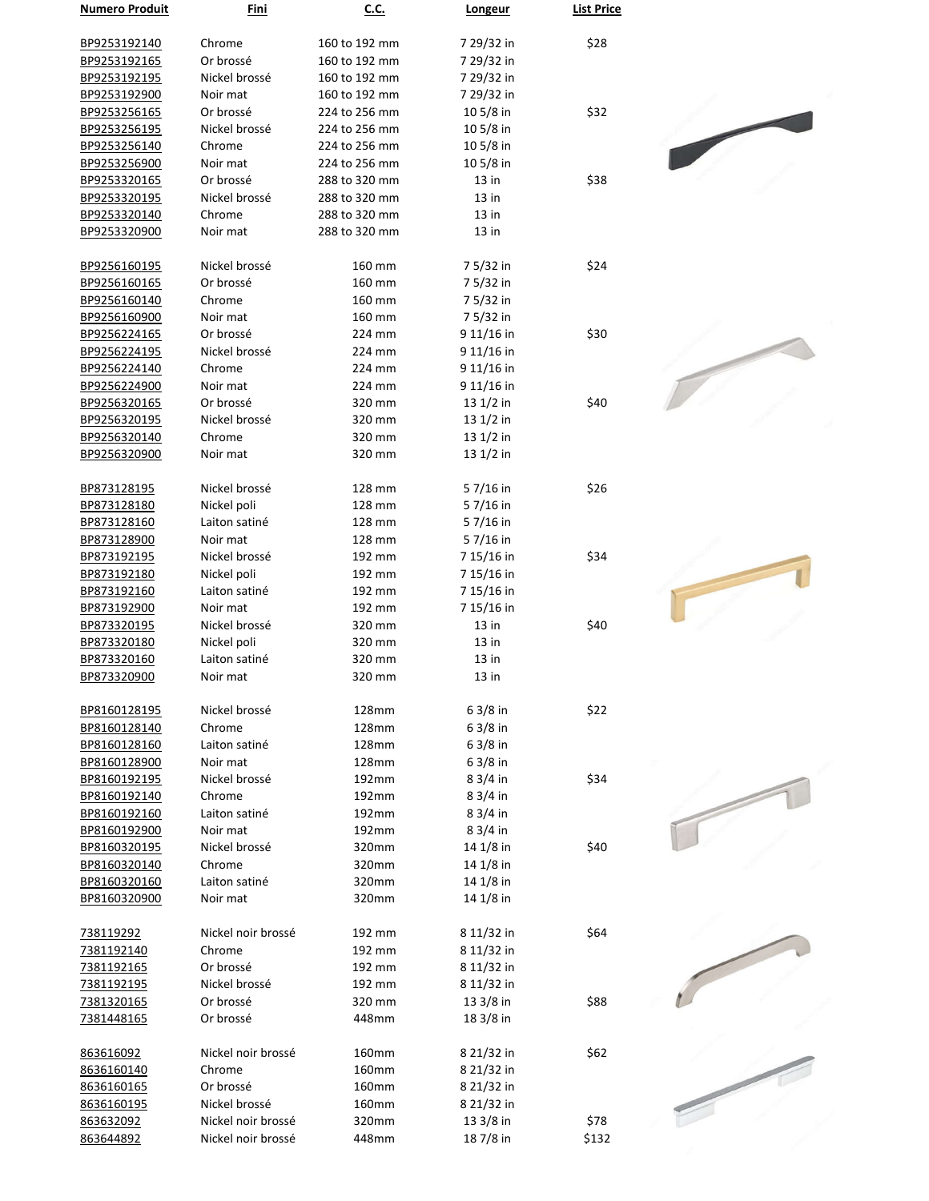| Numero Produit | Fini | C.C. | Longeur | List Price |
|---|---|---|---|---|
| BP9253192140 | Chrome | 160 to 192 mm | 7 29/32 in | $28 |
| BP9253192165 | Or brossé | 160 to 192 mm | 7 29/32 in | |
| BP9253192195 | Nickel brossé | 160 to 192 mm | 7 29/32 in | |
| BP9253192900 | Noir mat | 160 to 192 mm | 7 29/32 in | |
| BP9253256165 | Or brossé | 224 to 256 mm | 10 5/8 in | $32 |
| BP9253256195 | Nickel brossé | 224 to 256 mm | 10 5/8 in | |
| BP9253256140 | Chrome | 224 to 256 mm | 10 5/8 in | |
| BP9253256900 | Noir mat | 224 to 256 mm | 10 5/8 in | |
| BP9253320165 | Or brossé | 288 to 320 mm | 13 in | $38 |
| BP9253320195 | Nickel brossé | 288 to 320 mm | 13 in | |
| BP9253320140 | Chrome | 288 to 320 mm | 13 in | |
| BP9253320900 | Noir mat | 288 to 320 mm | 13 in | |
| BP9256160195 | Nickel brossé | 160 mm | 7 5/32 in | $24 |
| BP9256160165 | Or brossé | 160 mm | 7 5/32 in | |
| BP9256160140 | Chrome | 160 mm | 7 5/32 in | |
| BP9256160900 | Noir mat | 160 mm | 7 5/32 in | |
| BP9256224165 | Or brossé | 224 mm | 9 11/16 in | $30 |
| BP9256224195 | Nickel brossé | 224 mm | 9 11/16 in | |
| BP9256224140 | Chrome | 224 mm | 9 11/16 in | |
| BP9256224900 | Noir mat | 224 mm | 9 11/16 in | |
| BP9256320165 | Or brossé | 320 mm | 13 1/2 in | $40 |
| BP9256320195 | Nickel brossé | 320 mm | 13 1/2 in | |
| BP9256320140 | Chrome | 320 mm | 13 1/2 in | |
| BP9256320900 | Noir mat | 320 mm | 13 1/2 in | |
| BP873128195 | Nickel brossé | 128 mm | 5 7/16 in | $26 |
| BP873128180 | Nickel poli | 128 mm | 5 7/16 in | |
| BP873128160 | Laiton satiné | 128 mm | 5 7/16 in | |
| BP873128900 | Noir mat | 128 mm | 5 7/16 in | |
| BP873192195 | Nickel brossé | 192 mm | 7 15/16 in | $34 |
| BP873192180 | Nickel poli | 192 mm | 7 15/16 in | |
| BP873192160 | Laiton satiné | 192 mm | 7 15/16 in | |
| BP873192900 | Noir mat | 192 mm | 7 15/16 in | |
| BP873320195 | Nickel brossé | 320 mm | 13 in | $40 |
| BP873320180 | Nickel poli | 320 mm | 13 in | |
| BP873320160 | Laiton satiné | 320 mm | 13 in | |
| BP873320900 | Noir mat | 320 mm | 13 in | |
| BP8160128195 | Nickel brossé | 128mm | 6 3/8 in | $22 |
| BP8160128140 | Chrome | 128mm | 6 3/8 in | |
| BP8160128160 | Laiton satiné | 128mm | 6 3/8 in | |
| BP8160128900 | Noir mat | 128mm | 6 3/8 in | |
| BP8160192195 | Nickel brossé | 192mm | 8 3/4 in | $34 |
| BP8160192140 | Chrome | 192mm | 8 3/4 in | |
| BP8160192160 | Laiton satiné | 192mm | 8 3/4 in | |
| BP8160192900 | Noir mat | 192mm | 8 3/4 in | |
| BP8160320195 | Nickel brossé | 320mm | 14 1/8 in | $40 |
| BP8160320140 | Chrome | 320mm | 14 1/8 in | |
| BP8160320160 | Laiton satiné | 320mm | 14 1/8 in | |
| BP8160320900 | Noir mat | 320mm | 14 1/8 in | |
| 738119292 | Nickel noir brossé | 192 mm | 8 11/32 in | $64 |
| 7381192140 | Chrome | 192 mm | 8 11/32 in | |
| 7381192165 | Or brossé | 192 mm | 8 11/32 in | |
| 7381192195 | Nickel brossé | 192 mm | 8 11/32 in | |
| 7381320165 | Or brossé | 320 mm | 13 3/8 in | $88 |
| 7381448165 | Or brossé | 448mm | 18 3/8 in | |
| 863616092 | Nickel noir brossé | 160mm | 8 21/32 in | $62 |
| 8636160140 | Chrome | 160mm | 8 21/32 in | |
| 8636160165 | Or brossé | 160mm | 8 21/32 in | |
| 8636160195 | Nickel brossé | 160mm | 8 21/32 in | |
| 863632092 | Nickel noir brossé | 320mm | 13 3/8 in | $78 |
| 863644892 | Nickel noir brossé | 448mm | 18 7/8 in | $132 |